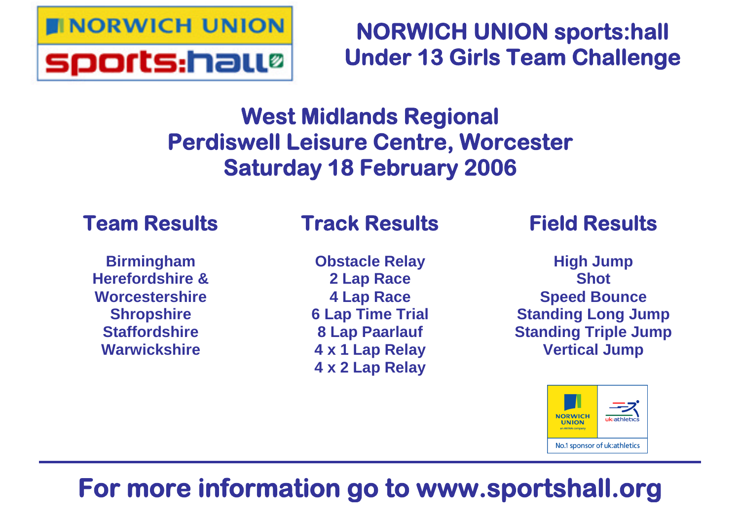# NORWICH UNION sports:hall Under 13 Girls Team Challenge

## West Midlands Regional
## Perdiswell Leisure Centre, Worcester
## Saturday 18 February 2006

### Team Results

**Birmingham**
**Herefordshire & Worcestershire**
**Shropshire**
**Staffordshire**
**Warwickshire**

### Track Results

**Obstacle Relay**
**2 Lap Race**
**4 Lap Race**
**6 Lap Time Trial**
**8 Lap Paarlauf**
**4 x 1 Lap Relay**
**4 x 2 Lap Relay**

### Field Results

**High Jump**
**Shot**
**Speed Bounce**
**Standing Long Jump**
**Standing Triple Jump**
**Vertical Jump**

NORWICH UNION an AVIVA company | uk:athletics

No.1 sponsor of uk:athletics

---

**For more information go to www.sportshall.org**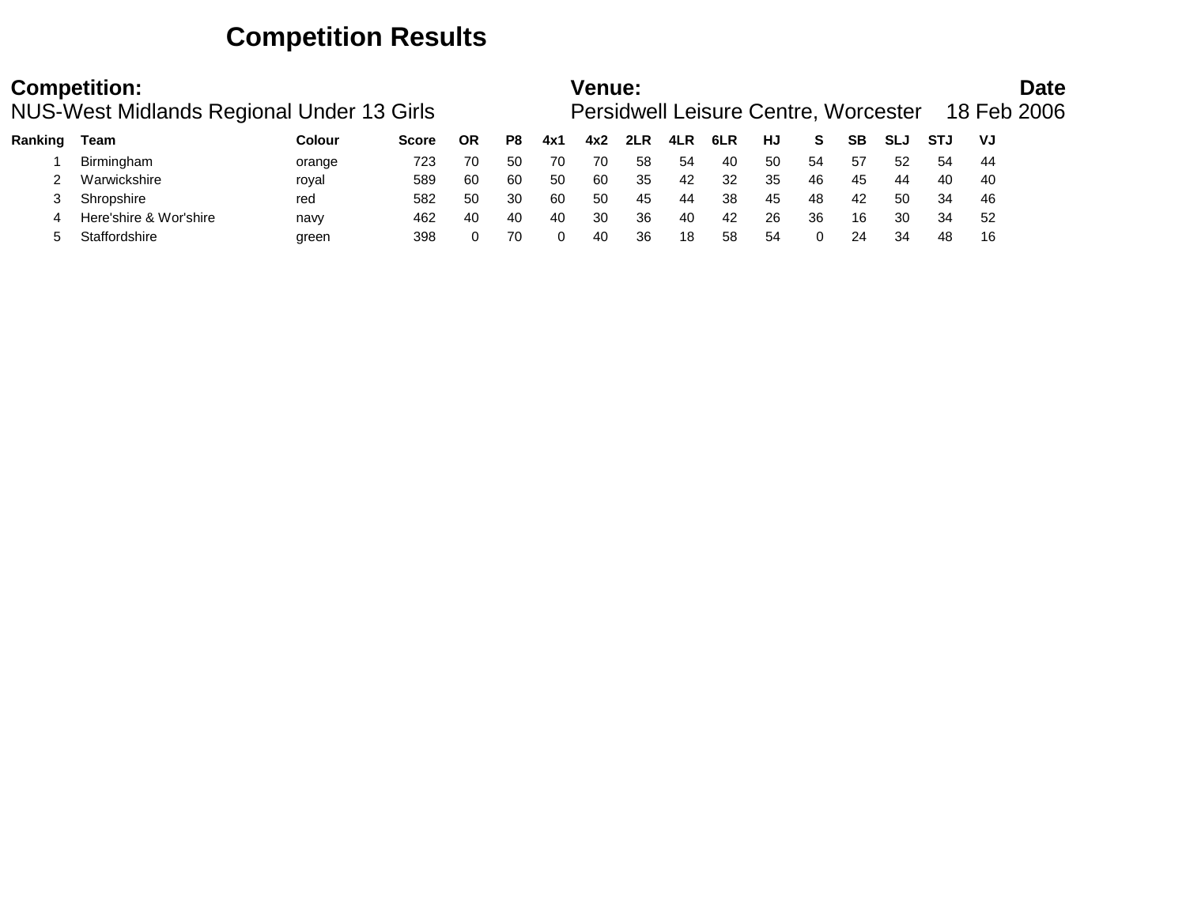# Competition Results

**Competition:**
NUS-West Midlands Regional Under 13 Girls

**Venue:**
Persidwell Leisure Centre, Worcester

**Date**
18 Feb 2006

| Ranking | Team | Colour | Score | OR | P8 | 4x1 | 4x2 | 2LR | 4LR | 6LR | HJ | S | SB | SLJ | STJ | VJ |
|---|---|---|---|---|---|---|---|---|---|---|---|---|---|---|---|---|
| 1 | Birmingham | orange | 723 | 70 | 50 | 70 | 70 | 58 | 54 | 40 | 50 | 54 | 57 | 52 | 54 | 44 |
| 2 | Warwickshire | royal | 589 | 60 | 60 | 50 | 60 | 35 | 42 | 32 | 35 | 46 | 45 | 44 | 40 | 40 |
| 3 | Shropshire | red | 582 | 50 | 30 | 60 | 50 | 45 | 44 | 38 | 45 | 48 | 42 | 50 | 34 | 46 |
| 4 | Here'shire & Wor'shire | navy | 462 | 40 | 40 | 40 | 30 | 36 | 40 | 42 | 26 | 36 | 16 | 30 | 34 | 52 |
| 5 | Staffordshire | green | 398 | 0 | 70 | 0 | 40 | 36 | 18 | 58 | 54 | 0 | 24 | 34 | 48 | 16 |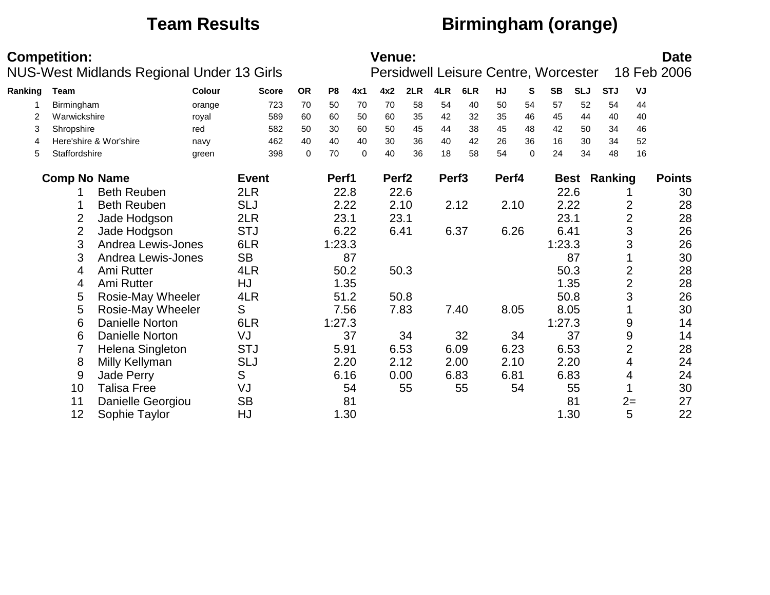# Team Results

# Birmingham (orange)

**Competition:**
NUS-West Midlands Regional Under 13 Girls

**Venue:**
Persidwell Leisure Centre, Worcester

**Date**
18 Feb 2006

| Ranking | Team | Colour | Score | OR | P8 | 4x1 | 4x2 | 2LR | 4LR | 6LR | HJ | S | SB | SLJ | STJ | VJ |
|---|---|---|---|---|---|---|---|---|---|---|---|---|---|---|---|---|
| 1 | Birmingham | orange | 723 | 70 | 50 | 70 | 70 | 58 | 54 | 40 | 50 | 54 | 57 | 52 | 54 | 44 |
| 2 | Warwickshire | royal | 589 | 60 | 60 | 50 | 60 | 35 | 42 | 32 | 35 | 46 | 45 | 44 | 40 | 40 |
| 3 | Shropshire | red | 582 | 50 | 30 | 60 | 50 | 45 | 44 | 38 | 45 | 48 | 42 | 50 | 34 | 46 |
| 4 | Here'shire & Wor'shire | navy | 462 | 40 | 40 | 40 | 30 | 36 | 40 | 42 | 26 | 36 | 16 | 30 | 34 | 52 |
| 5 | Staffordshire | green | 398 | 0 | 70 | 0 | 40 | 36 | 18 | 58 | 54 | 0 | 24 | 34 | 48 | 16 |

| Comp No | Name | Event | Perf1 | Perf2 | Perf3 | Perf4 | Best | Ranking | Points |
|---|---|---|---|---|---|---|---|---|---|
| 1 | Beth Reuben | 2LR | 22.8 | 22.6 | | | 22.6 | 1 | 30 |
| 1 | Beth Reuben | SLJ | 2.22 | 2.10 | 2.12 | 2.10 | 2.22 | 2 | 28 |
| 2 | Jade Hodgson | 2LR | 23.1 | 23.1 | | | 23.1 | 2 | 28 |
| 2 | Jade Hodgson | STJ | 6.22 | 6.41 | 6.37 | 6.26 | 6.41 | 3 | 26 |
| 3 | Andrea Lewis-Jones | 6LR | 1:23.3 | | | | 1:23.3 | 3 | 26 |
| 3 | Andrea Lewis-Jones | SB | 87 | | | | 87 | 1 | 30 |
| 4 | Ami Rutter | 4LR | 50.2 | 50.3 | | | 50.3 | 2 | 28 |
| 4 | Ami Rutter | HJ | 1.35 | | | | 1.35 | 2 | 28 |
| 5 | Rosie-May Wheeler | 4LR | 51.2 | 50.8 | | | 50.8 | 3 | 26 |
| 5 | Rosie-May Wheeler | S | 7.56 | 7.83 | 7.40 | 8.05 | 8.05 | 1 | 30 |
| 6 | Danielle Norton | 6LR | 1:27.3 | | | | 1:27.3 | 9 | 14 |
| 6 | Danielle Norton | VJ | 37 | 34 | 32 | 34 | 37 | 9 | 14 |
| 7 | Helena Singleton | STJ | 5.91 | 6.53 | 6.09 | 6.23 | 6.53 | 2 | 28 |
| 8 | Milly Kellyman | SLJ | 2.20 | 2.12 | 2.00 | 2.10 | 2.20 | 4 | 24 |
| 9 | Jade Perry | S | 6.16 | 0.00 | 6.83 | 6.81 | 6.83 | 4 | 24 |
| 10 | Talisa Free | VJ | 54 | 55 | 55 | 54 | 55 | 1 | 30 |
| 11 | Danielle Georgiou | SB | 81 | | | | 81 | 2= | 27 |
| 12 | Sophie Taylor | HJ | 1.30 | | | | 1.30 | 5 | 22 |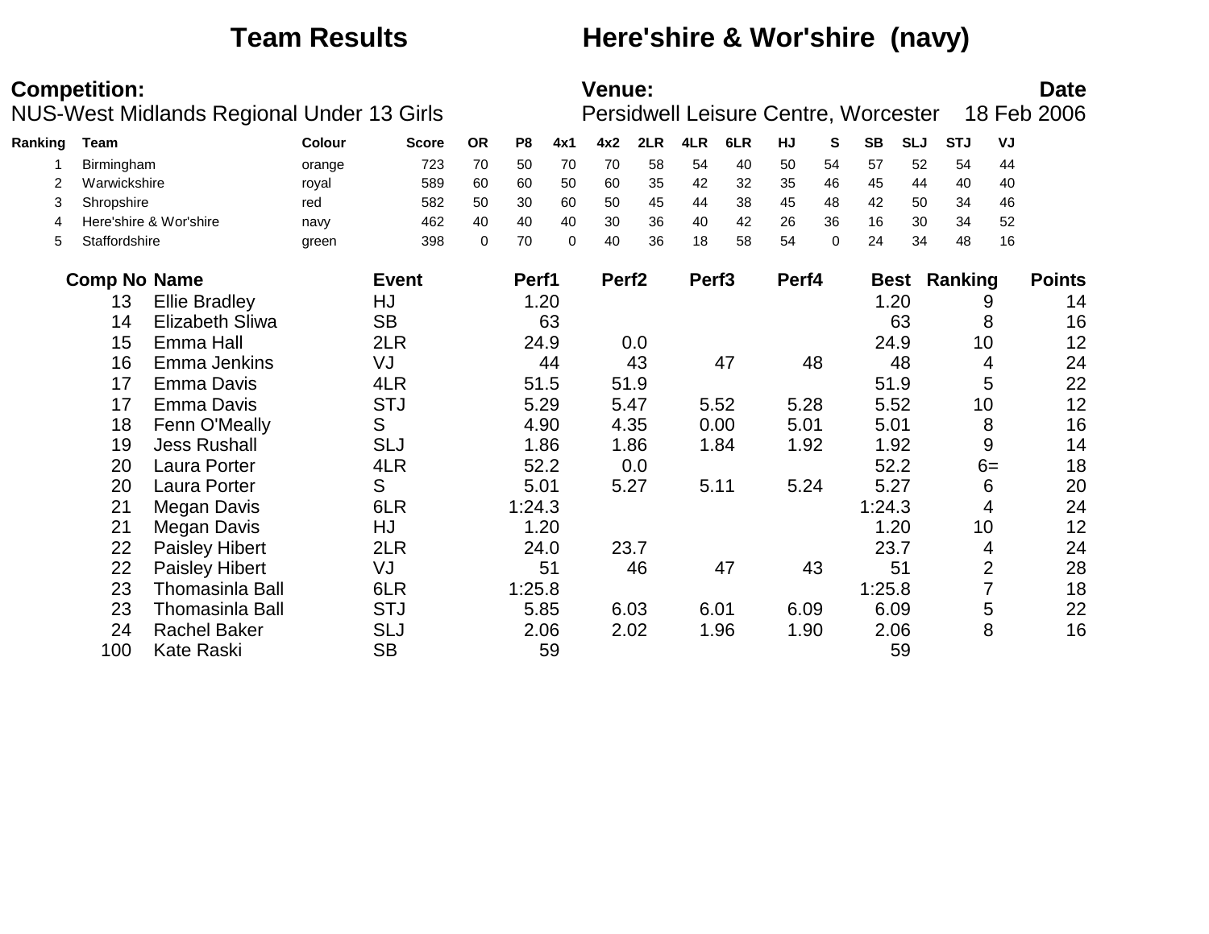# Team Results — Here'shire & Wor'shire (navy)

**Competition:**
NUS-West Midlands Regional Under 13 Girls

**Venue:**
Persidwell Leisure Centre, Worcester

**Date**
18 Feb 2006

| Ranking | Team | Colour | Score | OR | P8 | 4x1 | 4x2 | 2LR | 4LR | 6LR | HJ | S | SB | SLJ | STJ | VJ |
|---|---|---|---|---|---|---|---|---|---|---|---|---|---|---|---|---|
| 1 | Birmingham | orange | 723 | 70 | 50 | 70 | 70 | 58 | 54 | 40 | 50 | 54 | 57 | 52 | 54 | 44 |
| 2 | Warwickshire | royal | 589 | 60 | 60 | 50 | 60 | 35 | 42 | 32 | 35 | 46 | 45 | 44 | 40 | 40 |
| 3 | Shropshire | red | 582 | 50 | 30 | 60 | 50 | 45 | 44 | 38 | 45 | 48 | 42 | 50 | 34 | 46 |
| 4 | Here'shire & Wor'shire | navy | 462 | 40 | 40 | 40 | 30 | 36 | 40 | 42 | 26 | 36 | 16 | 30 | 34 | 52 |
| 5 | Staffordshire | green | 398 | 0 | 70 | 0 | 40 | 36 | 18 | 58 | 54 | 0 | 24 | 34 | 48 | 16 |

| Comp No | Name | Event | Perf1 | Perf2 | Perf3 | Perf4 | Best | Ranking | Points |
|---|---|---|---|---|---|---|---|---|---|
| 13 | Ellie Bradley | HJ | 1.20 | | | | 1.20 | 9 | 14 |
| 14 | Elizabeth Sliwa | SB | 63 | | | | 63 | 8 | 16 |
| 15 | Emma Hall | 2LR | 24.9 | 0.0 | | | 24.9 | 10 | 12 |
| 16 | Emma Jenkins | VJ | 44 | 43 | 47 | 48 | 48 | 4 | 24 |
| 17 | Emma Davis | 4LR | 51.5 | 51.9 | | | 51.9 | 5 | 22 |
| 17 | Emma Davis | STJ | 5.29 | 5.47 | 5.52 | 5.28 | 5.52 | 10 | 12 |
| 18 | Fenn O'Meally | S | 4.90 | 4.35 | 0.00 | 5.01 | 5.01 | 8 | 16 |
| 19 | Jess Rushall | SLJ | 1.86 | 1.86 | 1.84 | 1.92 | 1.92 | 9 | 14 |
| 20 | Laura Porter | 4LR | 52.2 | 0.0 | | | 52.2 | 6= | 18 |
| 20 | Laura Porter | S | 5.01 | 5.27 | 5.11 | 5.24 | 5.27 | 6 | 20 |
| 21 | Megan Davis | 6LR | 1:24.3 | | | | 1:24.3 | 4 | 24 |
| 21 | Megan Davis | HJ | 1.20 | | | | 1.20 | 10 | 12 |
| 22 | Paisley Hibert | 2LR | 24.0 | 23.7 | | | 23.7 | 4 | 24 |
| 22 | Paisley Hibert | VJ | 51 | 46 | 47 | 43 | 51 | 2 | 28 |
| 23 | Thomasinla Ball | 6LR | 1:25.8 | | | | 1:25.8 | 7 | 18 |
| 23 | Thomasinla Ball | STJ | 5.85 | 6.03 | 6.01 | 6.09 | 6.09 | 5 | 22 |
| 24 | Rachel Baker | SLJ | 2.06 | 2.02 | 1.96 | 1.90 | 2.06 | 8 | 16 |
| 100 | Kate Raski | SB | 59 | | | | 59 | | |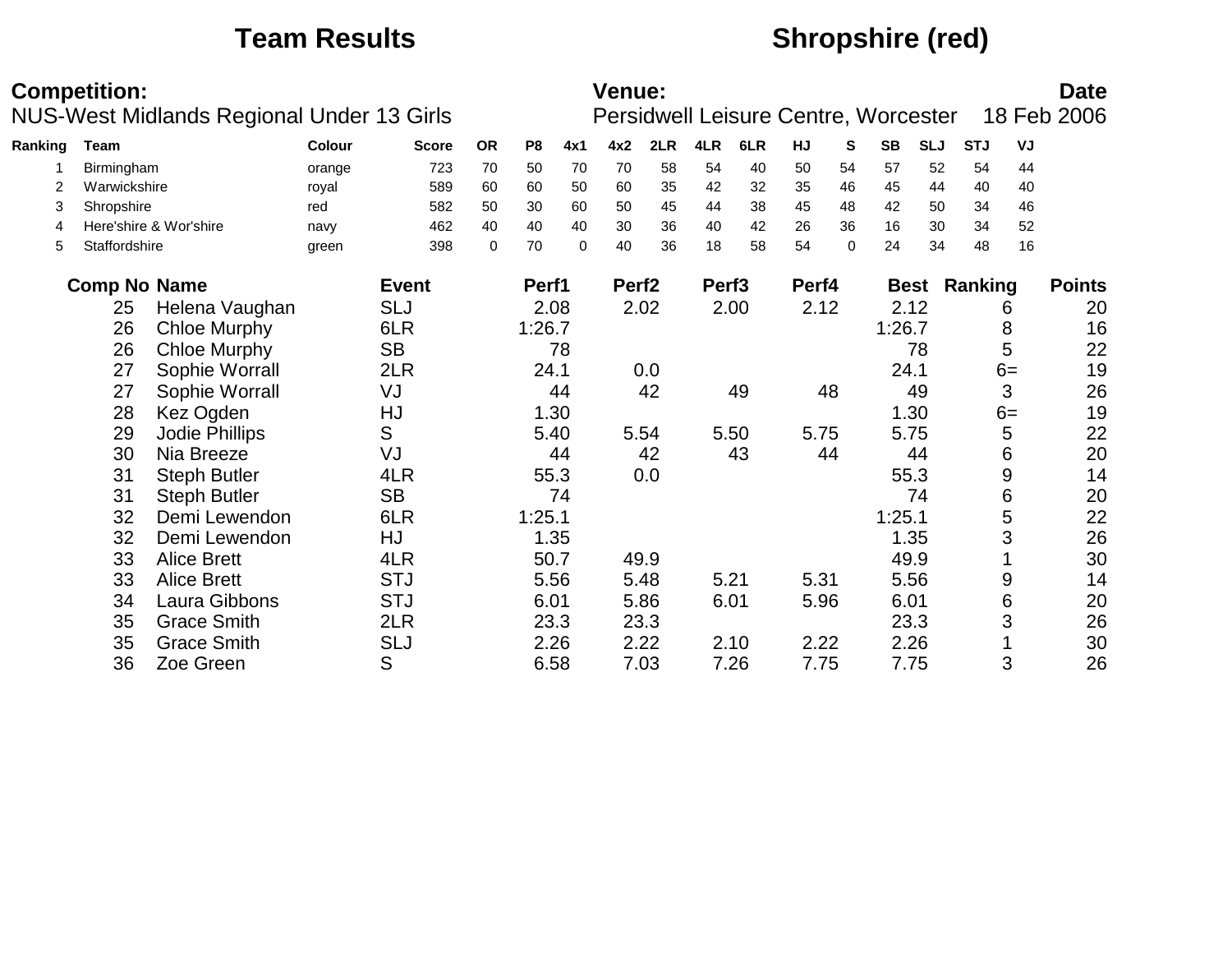# Team Results

## Shropshire (red)

**Competition:** NUS-West Midlands Regional Under 13 Girls

**Venue:** Persidwell Leisure Centre, Worcester

**Date** 18 Feb 2006

| Ranking | Team | Colour | Score | OR | P8 | 4x1 | 4x2 | 2LR | 4LR | 6LR | HJ | S | SB | SLJ | STJ | VJ |
|---|---|---|---|---|---|---|---|---|---|---|---|---|---|---|---|---|
| 1 | Birmingham | orange | 723 | 70 | 50 | 70 | 70 | 58 | 54 | 40 | 50 | 54 | 57 | 52 | 54 | 44 |
| 2 | Warwickshire | royal | 589 | 60 | 60 | 50 | 60 | 35 | 42 | 32 | 35 | 46 | 45 | 44 | 40 | 40 |
| 3 | Shropshire | red | 582 | 50 | 30 | 60 | 50 | 45 | 44 | 38 | 45 | 48 | 42 | 50 | 34 | 46 |
| 4 | Here'shire & Wor'shire | navy | 462 | 40 | 40 | 40 | 30 | 36 | 40 | 42 | 26 | 36 | 16 | 30 | 34 | 52 |
| 5 | Staffordshire | green | 398 | 0 | 70 | 0 | 40 | 36 | 18 | 58 | 54 | 0 | 24 | 34 | 48 | 16 |

| Comp No | Name | Event | Perf1 | Perf2 | Perf3 | Perf4 | Best | Ranking | Points |
|---|---|---|---|---|---|---|---|---|---|
| 25 | Helena Vaughan | SLJ | 2.08 | 2.02 | 2.00 | 2.12 | 2.12 | 6 | 20 |
| 26 | Chloe Murphy | 6LR | 1:26.7 | | | | 1:26.7 | 8 | 16 |
| 26 | Chloe Murphy | SB | 78 | | | | 78 | 5 | 22 |
| 27 | Sophie Worrall | 2LR | 24.1 | 0.0 | | | 24.1 | 6= | 19 |
| 27 | Sophie Worrall | VJ | 44 | 42 | 49 | 48 | 49 | 3 | 26 |
| 28 | Kez Ogden | HJ | 1.30 | | | | 1.30 | 6= | 19 |
| 29 | Jodie Phillips | S | 5.40 | 5.54 | 5.50 | 5.75 | 5.75 | 5 | 22 |
| 30 | Nia Breeze | VJ | 44 | 42 | 43 | 44 | 44 | 6 | 20 |
| 31 | Steph Butler | 4LR | 55.3 | 0.0 | | | 55.3 | 9 | 14 |
| 31 | Steph Butler | SB | 74 | | | | 74 | 6 | 20 |
| 32 | Demi Lewendon | 6LR | 1:25.1 | | | | 1:25.1 | 5 | 22 |
| 32 | Demi Lewendon | HJ | 1.35 | | | | 1.35 | 3 | 26 |
| 33 | Alice Brett | 4LR | 50.7 | 49.9 | | | 49.9 | 1 | 30 |
| 33 | Alice Brett | STJ | 5.56 | 5.48 | 5.21 | 5.31 | 5.56 | 9 | 14 |
| 34 | Laura Gibbons | STJ | 6.01 | 5.86 | 6.01 | 5.96 | 6.01 | 6 | 20 |
| 35 | Grace Smith | 2LR | 23.3 | 23.3 | | | 23.3 | 3 | 26 |
| 35 | Grace Smith | SLJ | 2.26 | 2.22 | 2.10 | 2.22 | 2.26 | 1 | 30 |
| 36 | Zoe Green | S | 6.58 | 7.03 | 7.26 | 7.75 | 7.75 | 3 | 26 |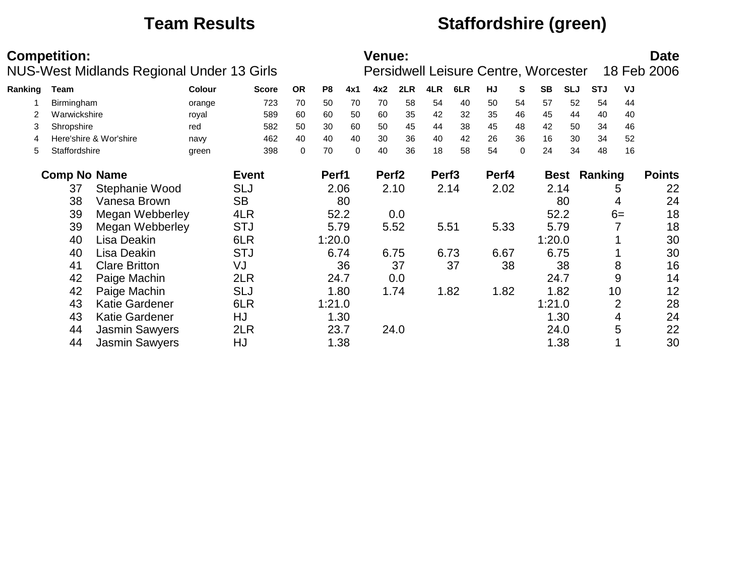# Team Results — Staffordshire (green)

**Competition:**
NUS-West Midlands Regional Under 13 Girls

**Venue:**
Persidwell Leisure Centre, Worcester

**Date**
18 Feb 2006

| Ranking | Team | Colour | Score | OR | P8 | 4x1 | 4x2 | 2LR | 4LR | 6LR | HJ | S | SB | SLJ | STJ | VJ |
|---|---|---|---|---|---|---|---|---|---|---|---|---|---|---|---|---|
| 1 | Birmingham | orange | 723 | 70 | 50 | 70 | 70 | 58 | 54 | 40 | 50 | 54 | 57 | 52 | 54 | 44 |
| 2 | Warwickshire | royal | 589 | 60 | 60 | 50 | 60 | 35 | 42 | 32 | 35 | 46 | 45 | 44 | 40 | 40 |
| 3 | Shropshire | red | 582 | 50 | 30 | 60 | 50 | 45 | 44 | 38 | 45 | 48 | 42 | 50 | 34 | 46 |
| 4 | Here'shire & Wor'shire | navy | 462 | 40 | 40 | 40 | 30 | 36 | 40 | 42 | 26 | 36 | 16 | 30 | 34 | 52 |
| 5 | Staffordshire | green | 398 | 0 | 70 | 0 | 40 | 36 | 18 | 58 | 54 | 0 | 24 | 34 | 48 | 16 |

| Comp No | Name | Event | Perf1 | Perf2 | Perf3 | Perf4 | Best | Ranking | Points |
|---|---|---|---|---|---|---|---|---|---|
| 37 | Stephanie Wood | SLJ | 2.06 | 2.10 | 2.14 | 2.02 | 2.14 | 5 | 22 |
| 38 | Vanesa Brown | SB | 80 | | | | 80 | 4 | 24 |
| 39 | Megan Webberley | 4LR | 52.2 | 0.0 | | | 52.2 | 6= | 18 |
| 39 | Megan Webberley | STJ | 5.79 | 5.52 | 5.51 | 5.33 | 5.79 | 7 | 18 |
| 40 | Lisa Deakin | 6LR | 1:20.0 | | | | 1:20.0 | 1 | 30 |
| 40 | Lisa Deakin | STJ | 6.74 | 6.75 | 6.73 | 6.67 | 6.75 | 1 | 30 |
| 41 | Clare Britton | VJ | 36 | 37 | 37 | 38 | 38 | 8 | 16 |
| 42 | Paige Machin | 2LR | 24.7 | 0.0 | | | 24.7 | 9 | 14 |
| 42 | Paige Machin | SLJ | 1.80 | 1.74 | 1.82 | 1.82 | 1.82 | 10 | 12 |
| 43 | Katie Gardener | 6LR | 1:21.0 | | | | 1:21.0 | 2 | 28 |
| 43 | Katie Gardener | HJ | 1.30 | | | | 1.30 | 4 | 24 |
| 44 | Jasmin Sawyers | 2LR | 23.7 | 24.0 | | | 24.0 | 5 | 22 |
| 44 | Jasmin Sawyers | HJ | 1.38 | | | | 1.38 | 1 | 30 |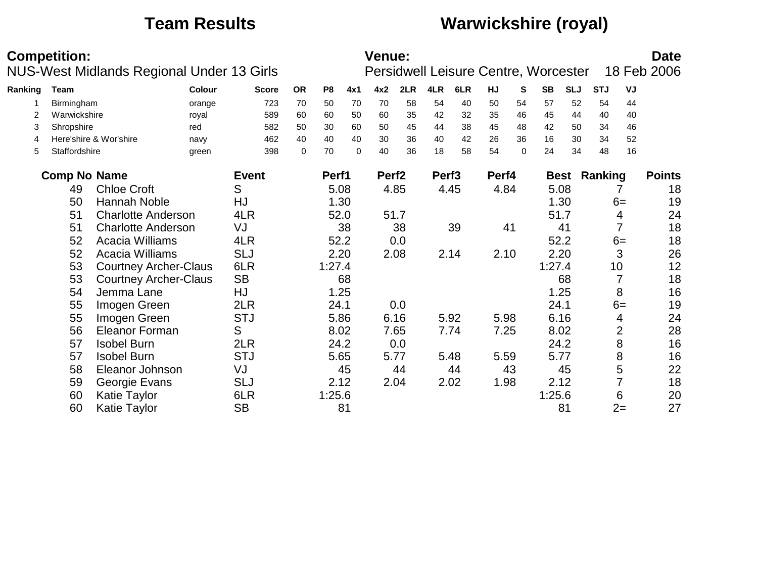# Team Results

# Warwickshire (royal)

**Competition:**
NUS-West Midlands Regional Under 13 Girls

**Venue:**
Persidwell Leisure Centre, Worcester

**Date**
18 Feb 2006

| Ranking | Team | Colour | Score | OR | P8 | 4x1 | 4x2 | 2LR | 4LR | 6LR | HJ | S | SB | SLJ | STJ | VJ |
|---|---|---|---|---|---|---|---|---|---|---|---|---|---|---|---|---|
| 1 | Birmingham | orange | 723 | 70 | 50 | 70 | 70 | 58 | 54 | 40 | 50 | 54 | 57 | 52 | 54 | 44 |
| 2 | Warwickshire | royal | 589 | 60 | 60 | 50 | 60 | 35 | 42 | 32 | 35 | 46 | 45 | 44 | 40 | 40 |
| 3 | Shropshire | red | 582 | 50 | 30 | 60 | 50 | 45 | 44 | 38 | 45 | 48 | 42 | 50 | 34 | 46 |
| 4 | Here'shire & Wor'shire | navy | 462 | 40 | 40 | 40 | 30 | 36 | 40 | 42 | 26 | 36 | 16 | 30 | 34 | 52 |
| 5 | Staffordshire | green | 398 | 0 | 70 | 0 | 40 | 36 | 18 | 58 | 54 | 0 | 24 | 34 | 48 | 16 |

| Comp No | Name | Event | Perf1 | Perf2 | Perf3 | Perf4 | Best | Ranking | Points |
|---|---|---|---|---|---|---|---|---|---|
| 49 | Chloe Croft | S | 5.08 | 4.85 | 4.45 | 4.84 | 5.08 | 7 | 18 |
| 50 | Hannah Noble | HJ | 1.30 | | | | 1.30 | 6= | 19 |
| 51 | Charlotte Anderson | 4LR | 52.0 | 51.7 | | | 51.7 | 4 | 24 |
| 51 | Charlotte Anderson | VJ | 38 | 38 | 39 | 41 | 41 | 7 | 18 |
| 52 | Acacia Williams | 4LR | 52.2 | 0.0 | | | 52.2 | 6= | 18 |
| 52 | Acacia Williams | SLJ | 2.20 | 2.08 | 2.14 | 2.10 | 2.20 | 3 | 26 |
| 53 | Courtney Archer-Claus | 6LR | 1:27.4 | | | | 1:27.4 | 10 | 12 |
| 53 | Courtney Archer-Claus | SB | 68 | | | | 68 | 7 | 18 |
| 54 | Jemma Lane | HJ | 1.25 | | | | 1.25 | 8 | 16 |
| 55 | Imogen Green | 2LR | 24.1 | 0.0 | | | 24.1 | 6= | 19 |
| 55 | Imogen Green | STJ | 5.86 | 6.16 | 5.92 | 5.98 | 6.16 | 4 | 24 |
| 56 | Eleanor Forman | S | 8.02 | 7.65 | 7.74 | 7.25 | 8.02 | 2 | 28 |
| 57 | Isobel Burn | 2LR | 24.2 | 0.0 | | | 24.2 | 8 | 16 |
| 57 | Isobel Burn | STJ | 5.65 | 5.77 | 5.48 | 5.59 | 5.77 | 8 | 16 |
| 58 | Eleanor Johnson | VJ | 45 | 44 | 44 | 43 | 45 | 5 | 22 |
| 59 | Georgie Evans | SLJ | 2.12 | 2.04 | 2.02 | 1.98 | 2.12 | 7 | 18 |
| 60 | Katie Taylor | 6LR | 1:25.6 | | | | 1:25.6 | 6 | 20 |
| 60 | Katie Taylor | SB | 81 | | | | 81 | 2= | 27 |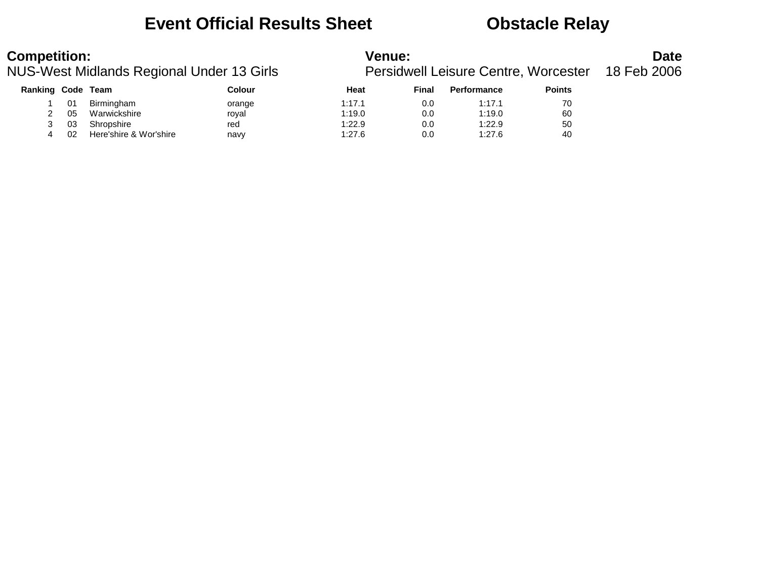# Event Official Results Sheet — Obstacle Relay

**Competition:**
NUS-West Midlands Regional Under 13 Girls

**Venue:**
Persidwell Leisure Centre, Worcester

**Date**
18 Feb 2006

| Ranking | Code | Team | Colour | Heat | Final | Performance | Points |
|---|---|---|---|---|---|---|---|
| 1 | 01 | Birmingham | orange | 1:17.1 | 0.0 | 1:17.1 | 70 |
| 2 | 05 | Warwickshire | royal | 1:19.0 | 0.0 | 1:19.0 | 60 |
| 3 | 03 | Shropshire | red | 1:22.9 | 0.0 | 1:22.9 | 50 |
| 4 | 02 | Here'shire & Wor'shire | navy | 1:27.6 | 0.0 | 1:27.6 | 40 |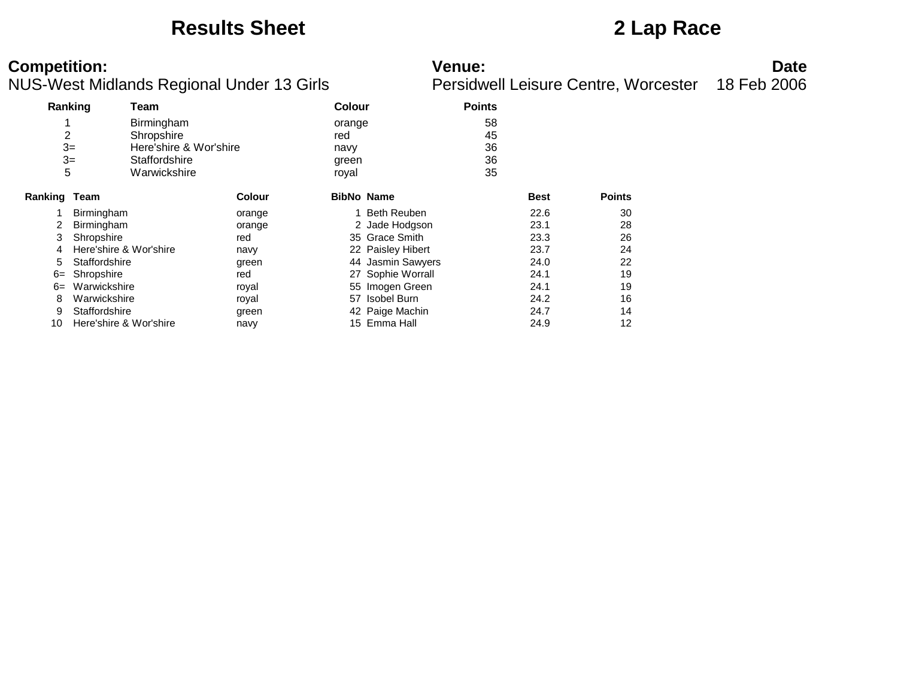# Results Sheet

# 2 Lap Race

**Competition:**
NUS-West Midlands Regional Under 13 Girls

**Venue:**
Persidwell Leisure Centre, Worcester

**Date**
18 Feb 2006

| Ranking | Team | Colour | Points |
|---|---|---|---|
| 1 | Birmingham | orange | 58 |
| 2 | Shropshire | red | 45 |
| 3= | Here'shire & Wor'shire | navy | 36 |
| 3= | Staffordshire | green | 36 |
| 5 | Warwickshire | royal | 35 |

| Ranking | Team | Colour | BibNo | Name | Best | Points |
|---|---|---|---|---|---|---|
| 1 | Birmingham | orange | 1 | Beth Reuben | 22.6 | 30 |
| 2 | Birmingham | orange | 2 | Jade Hodgson | 23.1 | 28 |
| 3 | Shropshire | red | 35 | Grace Smith | 23.3 | 26 |
| 4 | Here'shire & Wor'shire | navy | 22 | Paisley Hibert | 23.7 | 24 |
| 5 | Staffordshire | green | 44 | Jasmin Sawyers | 24.0 | 22 |
| 6= | Shropshire | red | 27 | Sophie Worrall | 24.1 | 19 |
| 6= | Warwickshire | royal | 55 | Imogen Green | 24.1 | 19 |
| 8 | Warwickshire | royal | 57 | Isobel Burn | 24.2 | 16 |
| 9 | Staffordshire | green | 42 | Paige Machin | 24.7 | 14 |
| 10 | Here'shire & Wor'shire | navy | 15 | Emma Hall | 24.9 | 12 |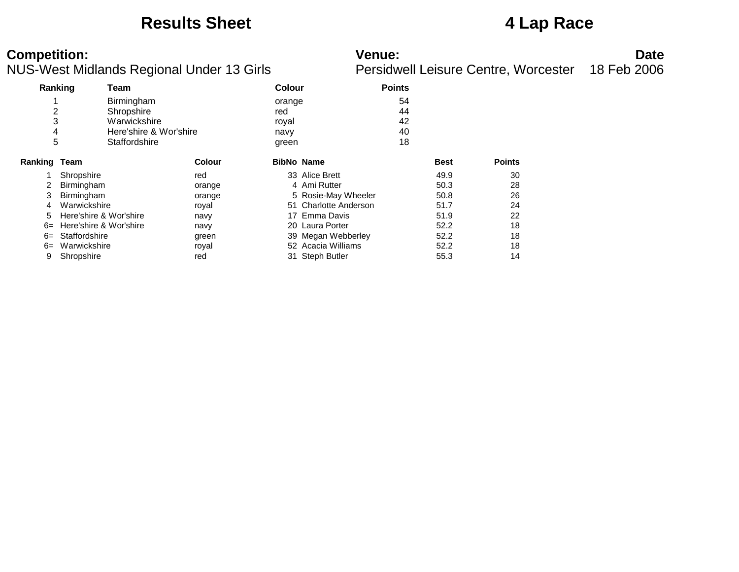# Results Sheet

# 4 Lap Race

**Competition:**
NUS-West Midlands Regional Under 13 Girls

**Venue:**
Persidwell Leisure Centre, Worcester

**Date**
18 Feb 2006

| Ranking | Team | Colour | Points |
|---|---|---|---|
| 1 | Birmingham | orange | 54 |
| 2 | Shropshire | red | 44 |
| 3 | Warwickshire | royal | 42 |
| 4 | Here'shire & Wor'shire | navy | 40 |
| 5 | Staffordshire | green | 18 |

| Ranking | Team | Colour | BibNo | Name | Best | Points |
|---|---|---|---|---|---|---|
| 1 | Shropshire | red | 33 | Alice Brett | 49.9 | 30 |
| 2 | Birmingham | orange | 4 | Ami Rutter | 50.3 | 28 |
| 3 | Birmingham | orange | 5 | Rosie-May Wheeler | 50.8 | 26 |
| 4 | Warwickshire | royal | 51 | Charlotte Anderson | 51.7 | 24 |
| 5 | Here'shire & Wor'shire | navy | 17 | Emma Davis | 51.9 | 22 |
| 6= | Here'shire & Wor'shire | navy | 20 | Laura Porter | 52.2 | 18 |
| 6= | Staffordshire | green | 39 | Megan Webberley | 52.2 | 18 |
| 6= | Warwickshire | royal | 52 | Acacia Williams | 52.2 | 18 |
| 9 | Shropshire | red | 31 | Steph Butler | 55.3 | 14 |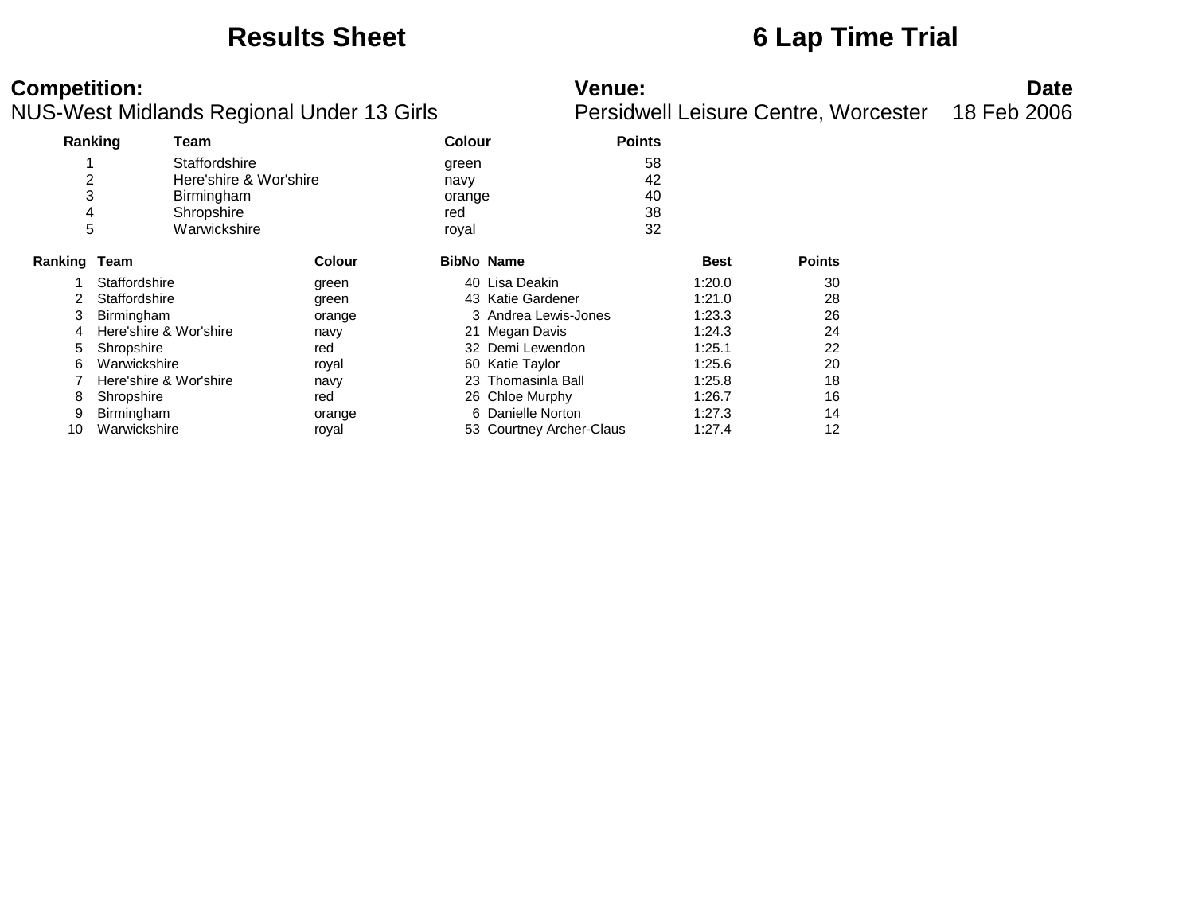# Results Sheet

# 6 Lap Time Trial

**Competition:**
NUS-West Midlands Regional Under 13 Girls

**Venue:**
Persidwell Leisure Centre, Worcester

**Date**
18 Feb 2006

| Ranking | Team | Colour | Points |
|---|---|---|---|
| 1 | Staffordshire | green | 58 |
| 2 | Here'shire & Wor'shire | navy | 42 |
| 3 | Birmingham | orange | 40 |
| 4 | Shropshire | red | 38 |
| 5 | Warwickshire | royal | 32 |

| Ranking | Team | Colour | BibNo | Name | Best | Points |
|---|---|---|---|---|---|---|
| 1 | Staffordshire | green | 40 | Lisa Deakin | 1:20.0 | 30 |
| 2 | Staffordshire | green | 43 | Katie Gardener | 1:21.0 | 28 |
| 3 | Birmingham | orange | 3 | Andrea Lewis-Jones | 1:23.3 | 26 |
| 4 | Here'shire & Wor'shire | navy | 21 | Megan Davis | 1:24.3 | 24 |
| 5 | Shropshire | red | 32 | Demi Lewendon | 1:25.1 | 22 |
| 6 | Warwickshire | royal | 60 | Katie Taylor | 1:25.6 | 20 |
| 7 | Here'shire & Wor'shire | navy | 23 | Thomasinla Ball | 1:25.8 | 18 |
| 8 | Shropshire | red | 26 | Chloe Murphy | 1:26.7 | 16 |
| 9 | Birmingham | orange | 6 | Danielle Norton | 1:27.3 | 14 |
| 10 | Warwickshire | royal | 53 | Courtney Archer-Claus | 1:27.4 | 12 |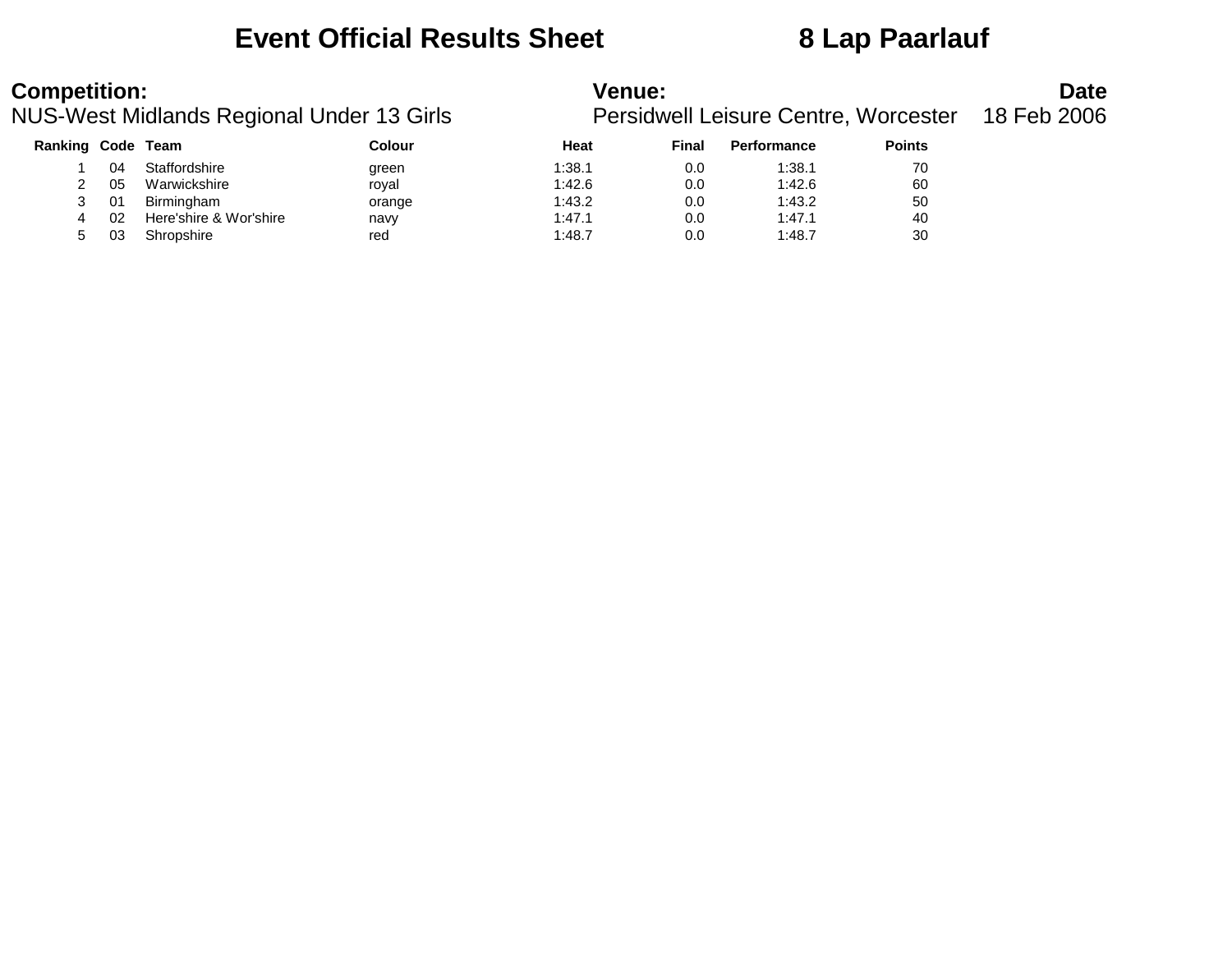# Event Official Results Sheet — 8 Lap Paarlauf

**Competition:**
NUS-West Midlands Regional Under 13 Girls

**Venue:**
Persidwell Leisure Centre, Worcester

**Date**
18 Feb 2006

| Ranking | Code | Team | Colour | Heat | Final | Performance | Points |
|---|---|---|---|---|---|---|---|
| 1 | 04 | Staffordshire | green | 1:38.1 | 0.0 | 1:38.1 | 70 |
| 2 | 05 | Warwickshire | royal | 1:42.6 | 0.0 | 1:42.6 | 60 |
| 3 | 01 | Birmingham | orange | 1:43.2 | 0.0 | 1:43.2 | 50 |
| 4 | 02 | Here'shire & Wor'shire | navy | 1:47.1 | 0.0 | 1:47.1 | 40 |
| 5 | 03 | Shropshire | red | 1:48.7 | 0.0 | 1:48.7 | 30 |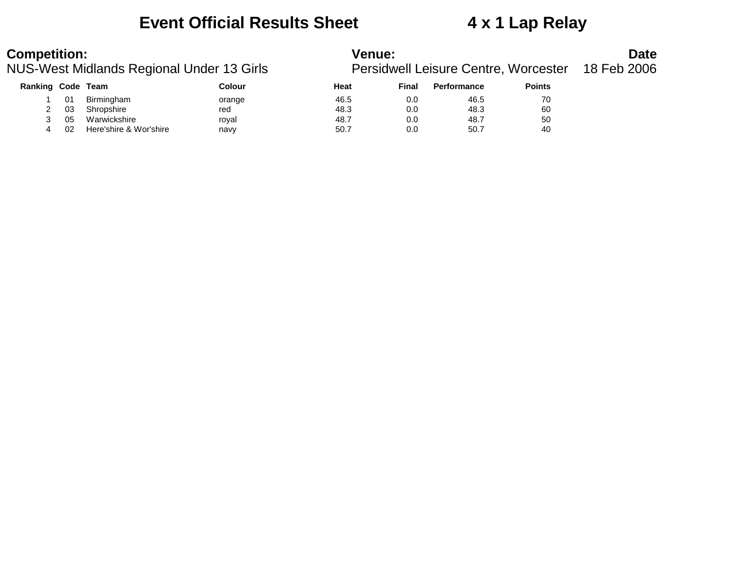# Event Official Results Sheet 4 x 1 Lap Relay

**Competition:**
NUS-West Midlands Regional Under 13 Girls

**Venue:**
Persidwell Leisure Centre, Worcester

**Date**
18 Feb 2006

| Ranking | Code | Team | Colour | Heat | Final | Performance | Points |
|---|---|---|---|---|---|---|---|
| 1 | 01 | Birmingham | orange | 46.5 | 0.0 | 46.5 | 70 |
| 2 | 03 | Shropshire | red | 48.3 | 0.0 | 48.3 | 60 |
| 3 | 05 | Warwickshire | royal | 48.7 | 0.0 | 48.7 | 50 |
| 4 | 02 | Here'shire & Wor'shire | navy | 50.7 | 0.0 | 50.7 | 40 |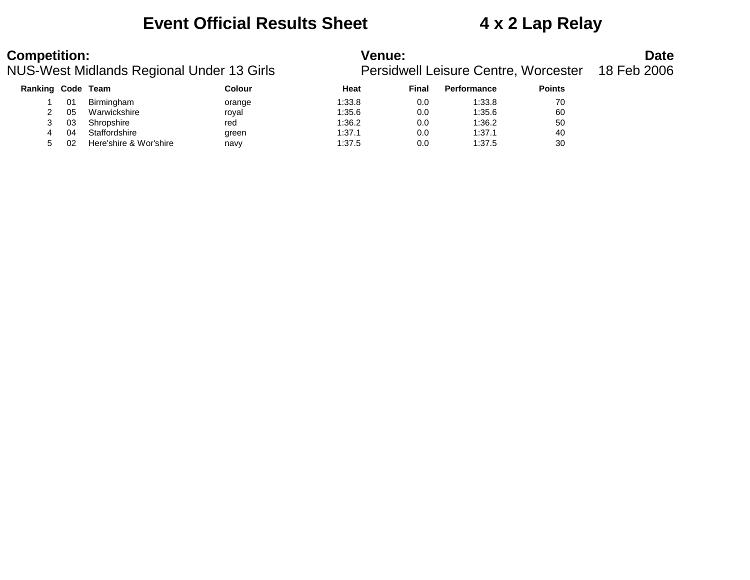# Event Official Results Sheet — 4 x 2 Lap Relay

**Competition:**
NUS-West Midlands Regional Under 13 Girls

**Venue:**
Persidwell Leisure Centre, Worcester

**Date**
18 Feb 2006

| Ranking | Code | Team | Colour | Heat | Final | Performance | Points |
|---|---|---|---|---|---|---|---|
| 1 | 01 | Birmingham | orange | 1:33.8 | 0.0 | 1:33.8 | 70 |
| 2 | 05 | Warwickshire | royal | 1:35.6 | 0.0 | 1:35.6 | 60 |
| 3 | 03 | Shropshire | red | 1:36.2 | 0.0 | 1:36.2 | 50 |
| 4 | 04 | Staffordshire | green | 1:37.1 | 0.0 | 1:37.1 | 40 |
| 5 | 02 | Here'shire & Wor'shire | navy | 1:37.5 | 0.0 | 1:37.5 | 30 |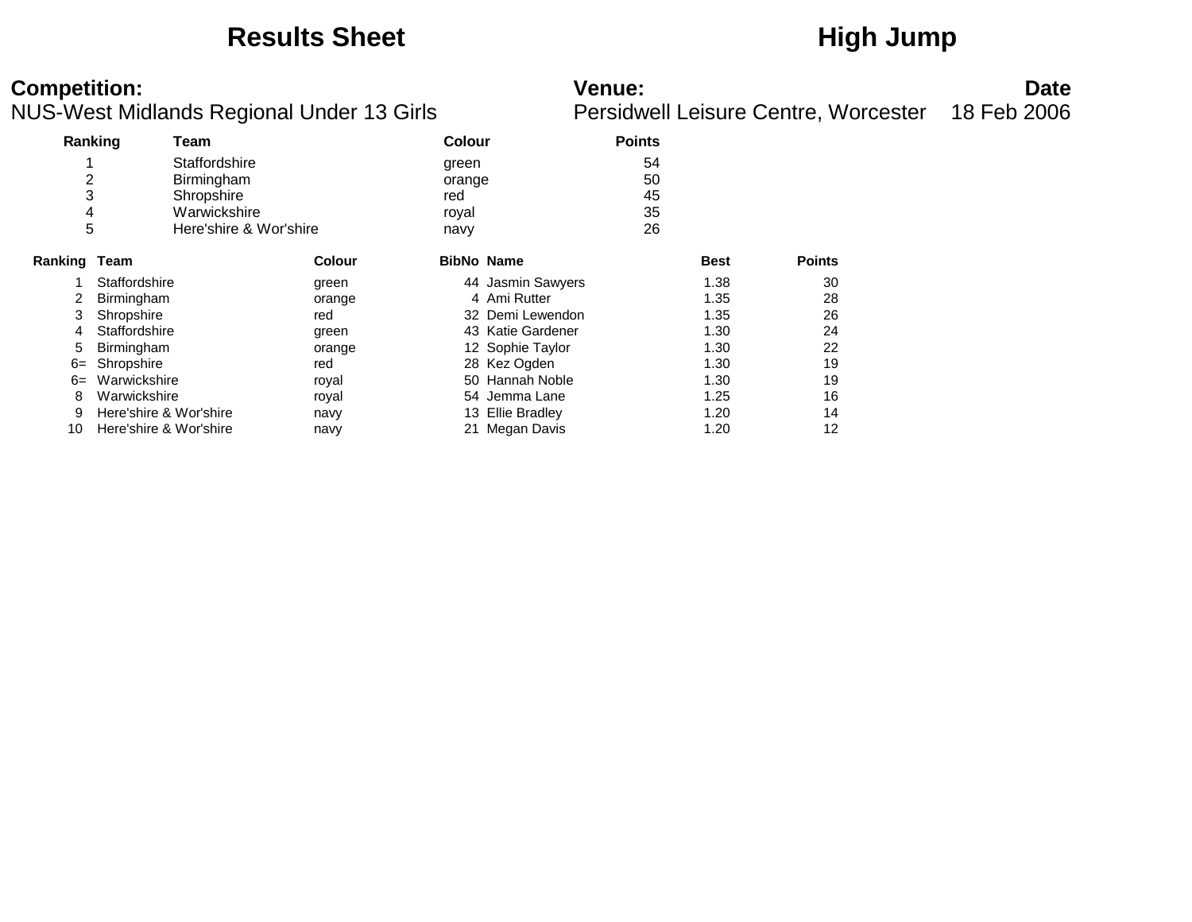# Results Sheet — High Jump

**Competition:** NUS-West Midlands Regional Under 13 Girls

**Venue:** Persidwell Leisure Centre, Worcester

**Date:** 18 Feb 2006

| Ranking | Team | Colour | Points |
|---|---|---|---|
| 1 | Staffordshire | green | 54 |
| 2 | Birmingham | orange | 50 |
| 3 | Shropshire | red | 45 |
| 4 | Warwickshire | royal | 35 |
| 5 | Here'shire & Wor'shire | navy | 26 |

| Ranking | Team | Colour | BibNo | Name | Best | Points |
|---|---|---|---|---|---|---|
| 1 | Staffordshire | green | 44 | Jasmin Sawyers | 1.38 | 30 |
| 2 | Birmingham | orange | 4 | Ami Rutter | 1.35 | 28 |
| 3 | Shropshire | red | 32 | Demi Lewendon | 1.35 | 26 |
| 4 | Staffordshire | green | 43 | Katie Gardener | 1.30 | 24 |
| 5 | Birmingham | orange | 12 | Sophie Taylor | 1.30 | 22 |
| 6= | Shropshire | red | 28 | Kez Ogden | 1.30 | 19 |
| 6= | Warwickshire | royal | 50 | Hannah Noble | 1.30 | 19 |
| 8 | Warwickshire | royal | 54 | Jemma Lane | 1.25 | 16 |
| 9 | Here'shire & Wor'shire | navy | 13 | Ellie Bradley | 1.20 | 14 |
| 10 | Here'shire & Wor'shire | navy | 21 | Megan Davis | 1.20 | 12 |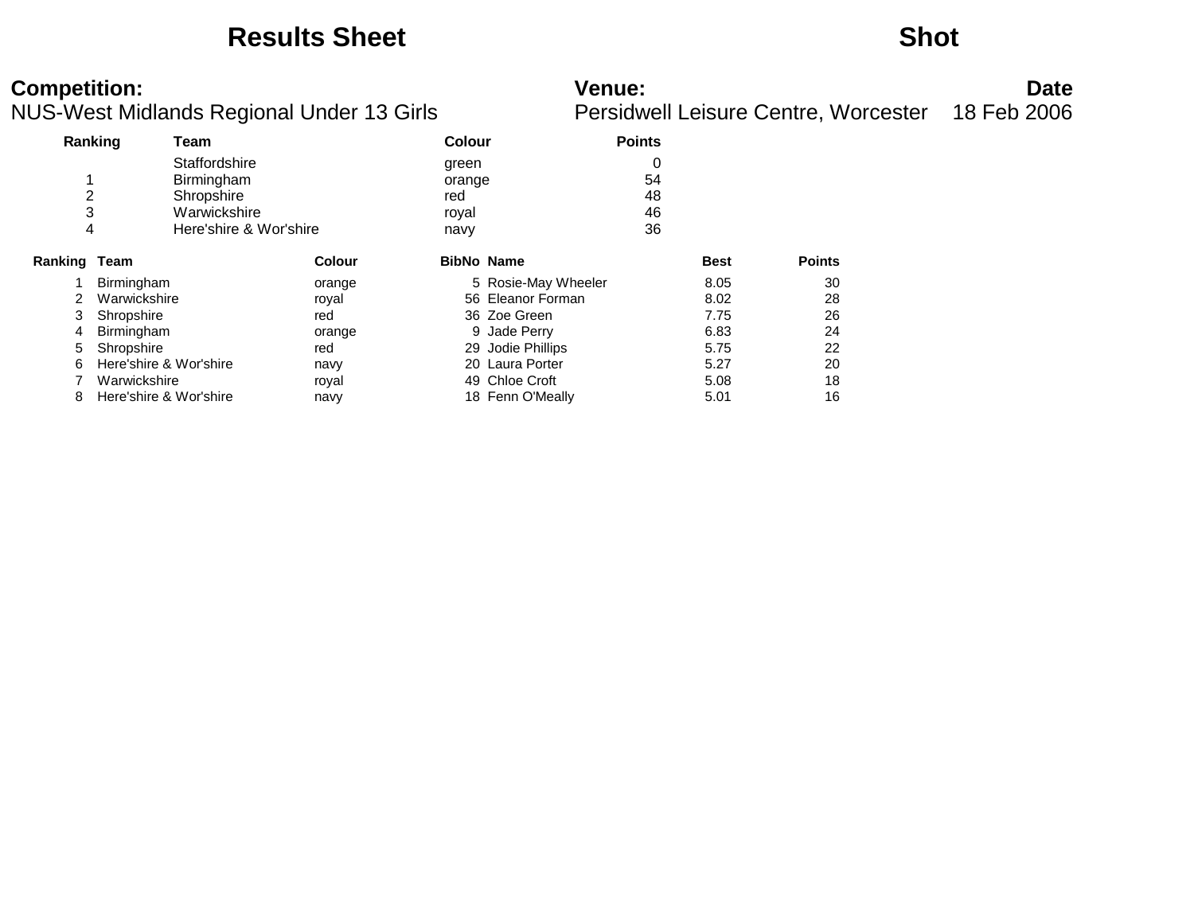# Results Sheet

# Shot

**Competition:**
NUS-West Midlands Regional Under 13 Girls

**Venue:**
Persidwell Leisure Centre, Worcester

**Date**
18 Feb 2006

| Ranking | Team | Colour | Points |
|---|---|---|---|
| | Staffordshire | green | 0 |
| 1 | Birmingham | orange | 54 |
| 2 | Shropshire | red | 48 |
| 3 | Warwickshire | royal | 46 |
| 4 | Here'shire & Wor'shire | navy | 36 |

| Ranking | Team | Colour | BibNo | Name | Best | Points |
|---|---|---|---|---|---|---|
| 1 | Birmingham | orange | 5 | Rosie-May Wheeler | 8.05 | 30 |
| 2 | Warwickshire | royal | 56 | Eleanor Forman | 8.02 | 28 |
| 3 | Shropshire | red | 36 | Zoe Green | 7.75 | 26 |
| 4 | Birmingham | orange | 9 | Jade Perry | 6.83 | 24 |
| 5 | Shropshire | red | 29 | Jodie Phillips | 5.75 | 22 |
| 6 | Here'shire & Wor'shire | navy | 20 | Laura Porter | 5.27 | 20 |
| 7 | Warwickshire | royal | 49 | Chloe Croft | 5.08 | 18 |
| 8 | Here'shire & Wor'shire | navy | 18 | Fenn O'Meally | 5.01 | 16 |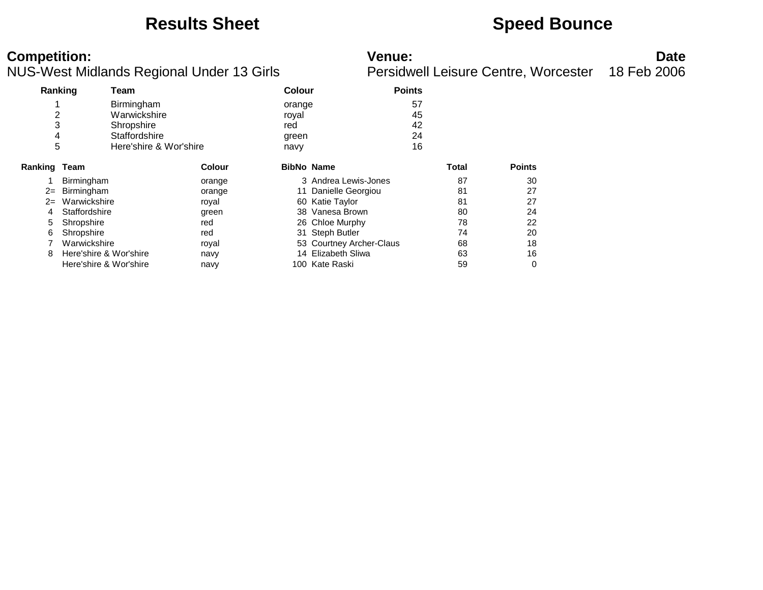# Results Sheet

# Speed Bounce

**Competition:**
NUS-West Midlands Regional Under 13 Girls

**Venue:**
Persidwell Leisure Centre, Worcester

**Date**
18 Feb 2006

| Ranking | Team | Colour | Points |
|---|---|---|---|
| 1 | Birmingham | orange | 57 |
| 2 | Warwickshire | royal | 45 |
| 3 | Shropshire | red | 42 |
| 4 | Staffordshire | green | 24 |
| 5 | Here'shire & Wor'shire | navy | 16 |

| Ranking | Team | Colour | BibNo | Name | Total | Points |
|---|---|---|---|---|---|---|
| 1 | Birmingham | orange | 3 | Andrea Lewis-Jones | 87 | 30 |
| 2= | Birmingham | orange | 11 | Danielle Georgiou | 81 | 27 |
| 2= | Warwickshire | royal | 60 | Katie Taylor | 81 | 27 |
| 4 | Staffordshire | green | 38 | Vanesa Brown | 80 | 24 |
| 5 | Shropshire | red | 26 | Chloe Murphy | 78 | 22 |
| 6 | Shropshire | red | 31 | Steph Butler | 74 | 20 |
| 7 | Warwickshire | royal | 53 | Courtney Archer-Claus | 68 | 18 |
| 8 | Here'shire & Wor'shire | navy | 14 | Elizabeth Sliwa | 63 | 16 |
| | Here'shire & Wor'shire | navy | 100 | Kate Raski | 59 | 0 |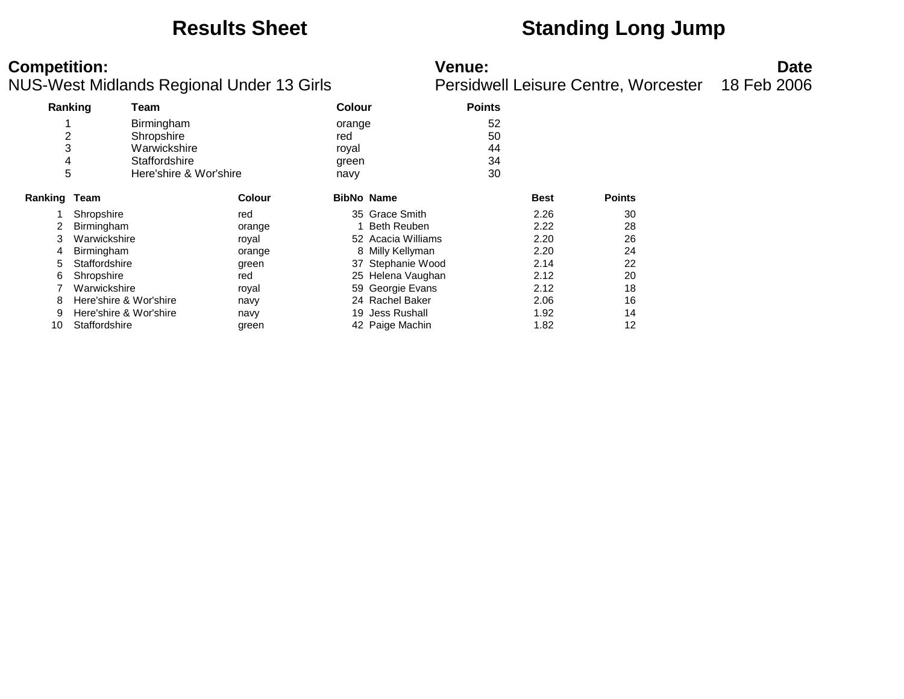# Results Sheet

# Standing Long Jump

**Competition:**
NUS-West Midlands Regional Under 13 Girls

**Venue:**
Persidwell Leisure Centre, Worcester

**Date**
18 Feb 2006

| Ranking | Team | Colour | Points |
|---|---|---|---|
| 1 | Birmingham | orange | 52 |
| 2 | Shropshire | red | 50 |
| 3 | Warwickshire | royal | 44 |
| 4 | Staffordshire | green | 34 |
| 5 | Here'shire & Wor'shire | navy | 30 |

| Ranking | Team | Colour | BibNo | Name | Best | Points |
|---|---|---|---|---|---|---|
| 1 | Shropshire | red | 35 | Grace Smith | 2.26 | 30 |
| 2 | Birmingham | orange | 1 | Beth Reuben | 2.22 | 28 |
| 3 | Warwickshire | royal | 52 | Acacia Williams | 2.20 | 26 |
| 4 | Birmingham | orange | 8 | Milly Kellyman | 2.20 | 24 |
| 5 | Staffordshire | green | 37 | Stephanie Wood | 2.14 | 22 |
| 6 | Shropshire | red | 25 | Helena Vaughan | 2.12 | 20 |
| 7 | Warwickshire | royal | 59 | Georgie Evans | 2.12 | 18 |
| 8 | Here'shire & Wor'shire | navy | 24 | Rachel Baker | 2.06 | 16 |
| 9 | Here'shire & Wor'shire | navy | 19 | Jess Rushall | 1.92 | 14 |
| 10 | Staffordshire | green | 42 | Paige Machin | 1.82 | 12 |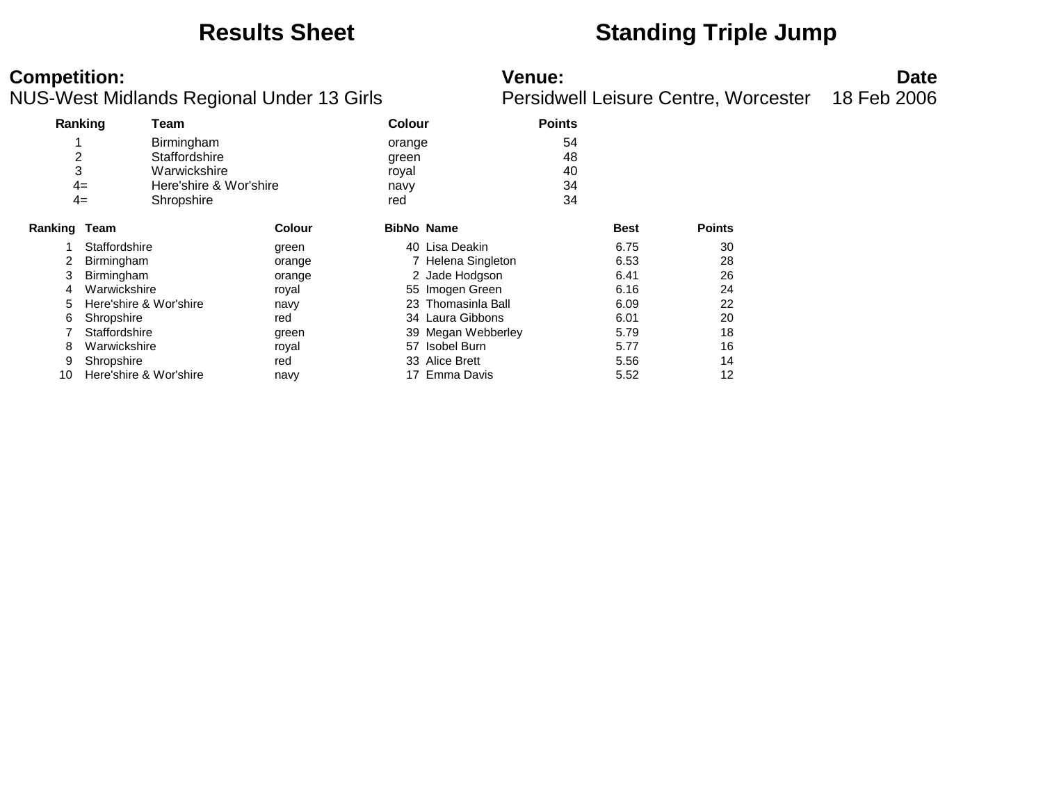# Results Sheet — Standing Triple Jump

**Competition:**
NUS-West Midlands Regional Under 13 Girls

**Venue:**
Persidwell Leisure Centre, Worcester

**Date**
18 Feb 2006

| Ranking | Team | Colour | Points |
|---|---|---|---|
| 1 | Birmingham | orange | 54 |
| 2 | Staffordshire | green | 48 |
| 3 | Warwickshire | royal | 40 |
| 4= | Here'shire & Wor'shire | navy | 34 |
| 4= | Shropshire | red | 34 |

| Ranking | Team | Colour | BibNo | Name | Best | Points |
|---|---|---|---|---|---|---|
| 1 | Staffordshire | green | 40 | Lisa Deakin | 6.75 | 30 |
| 2 | Birmingham | orange | 7 | Helena Singleton | 6.53 | 28 |
| 3 | Birmingham | orange | 2 | Jade Hodgson | 6.41 | 26 |
| 4 | Warwickshire | royal | 55 | Imogen Green | 6.16 | 24 |
| 5 | Here'shire & Wor'shire | navy | 23 | Thomasinla Ball | 6.09 | 22 |
| 6 | Shropshire | red | 34 | Laura Gibbons | 6.01 | 20 |
| 7 | Staffordshire | green | 39 | Megan Webberley | 5.79 | 18 |
| 8 | Warwickshire | royal | 57 | Isobel Burn | 5.77 | 16 |
| 9 | Shropshire | red | 33 | Alice Brett | 5.56 | 14 |
| 10 | Here'shire & Wor'shire | navy | 17 | Emma Davis | 5.52 | 12 |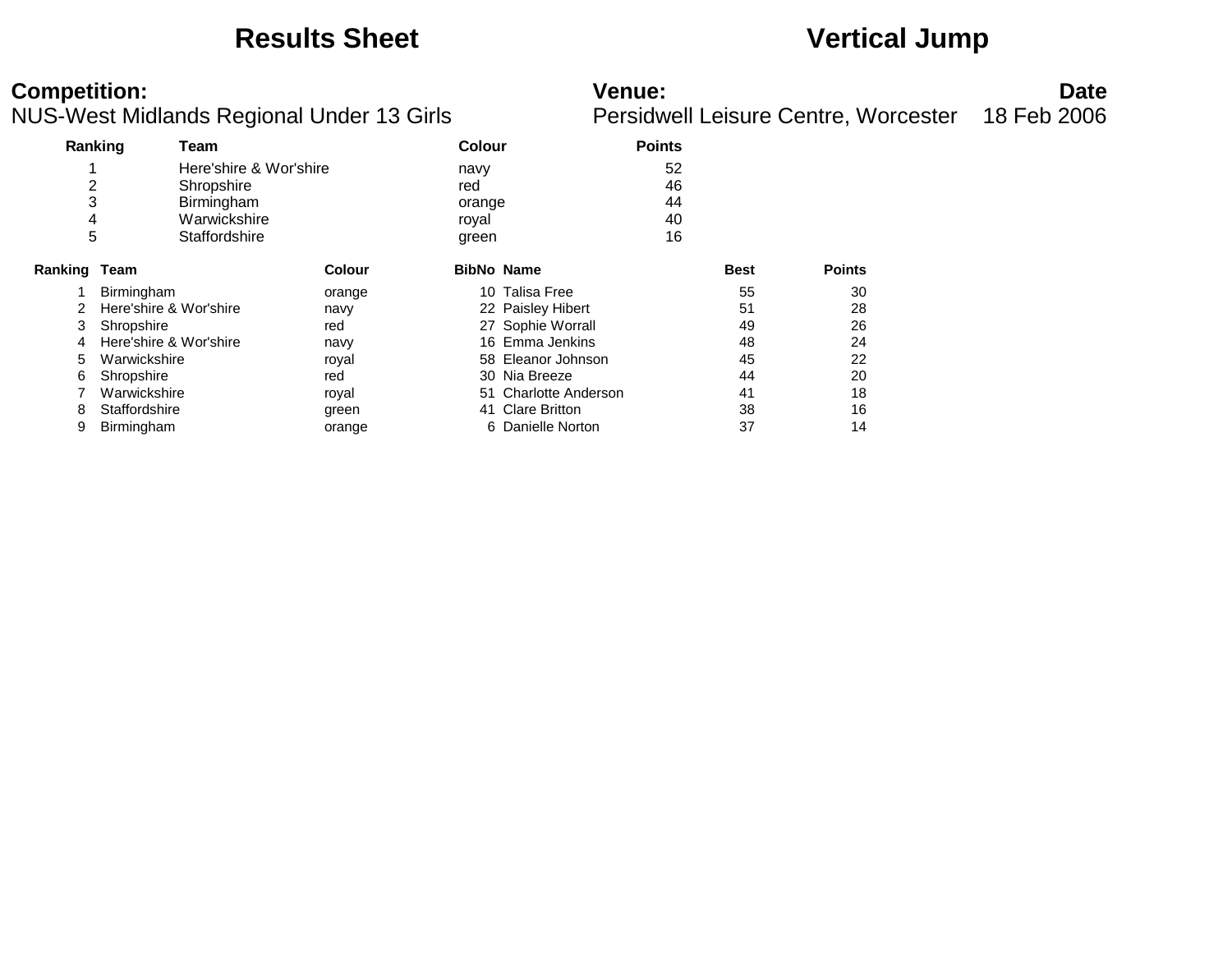# Results Sheet

# Vertical Jump

**Competition:**
NUS-West Midlands Regional Under 13 Girls

**Venue:**
Persidwell Leisure Centre, Worcester

**Date**
18 Feb 2006

| Ranking | Team | Colour | Points |
|---|---|---|---|
| 1 | Here'shire & Wor'shire | navy | 52 |
| 2 | Shropshire | red | 46 |
| 3 | Birmingham | orange | 44 |
| 4 | Warwickshire | royal | 40 |
| 5 | Staffordshire | green | 16 |

| Ranking | Team | Colour | BibNo | Name | Best | Points |
|---|---|---|---|---|---|---|
| 1 | Birmingham | orange | 10 | Talisa Free | 55 | 30 |
| 2 | Here'shire & Wor'shire | navy | 22 | Paisley Hibert | 51 | 28 |
| 3 | Shropshire | red | 27 | Sophie Worrall | 49 | 26 |
| 4 | Here'shire & Wor'shire | navy | 16 | Emma Jenkins | 48 | 24 |
| 5 | Warwickshire | royal | 58 | Eleanor Johnson | 45 | 22 |
| 6 | Shropshire | red | 30 | Nia Breeze | 44 | 20 |
| 7 | Warwickshire | royal | 51 | Charlotte Anderson | 41 | 18 |
| 8 | Staffordshire | green | 41 | Clare Britton | 38 | 16 |
| 9 | Birmingham | orange | 6 | Danielle Norton | 37 | 14 |